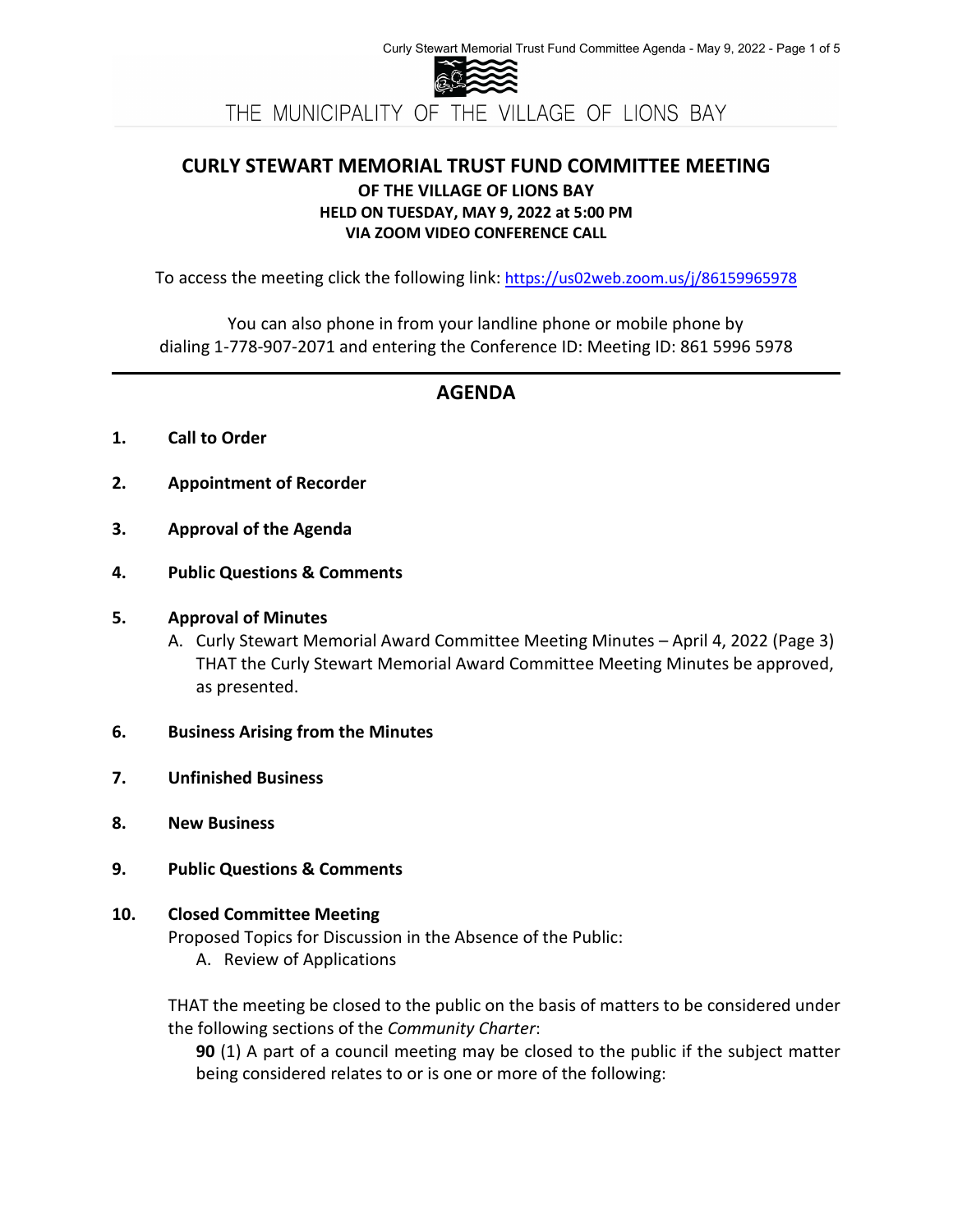THE MUNICIPALITY OF THE VILLAGE OF LIONS BAY

# CURLY STEWART MEMORIAL TRUST FUND COMMITTEE MEETING

### OF THE VILLAGE OF LIONS BAY
### HELD ON TUESDAY, MAY 9, 2022 at 5:00 PM
### VIA ZOOM VIDEO CONFERENCE CALL

To access the meeting click the following link: https://us02web.zoom.us/j/86159965978

You can also phone in from your landline phone or mobile phone by dialing 1-778-907-2071 and entering the Conference ID: Meeting ID: 861 5996 5978

---

## AGENDA

**1. Call to Order**

**2. Appointment of Recorder**

**3. Approval of the Agenda**

**4. Public Questions & Comments**

**5. Approval of Minutes**

A. Curly Stewart Memorial Award Committee Meeting Minutes – April 4, 2022 (Page 3) THAT the Curly Stewart Memorial Award Committee Meeting Minutes be approved, as presented.

**6. Business Arising from the Minutes**

**7. Unfinished Business**

**8. New Business**

**9. Public Questions & Comments**

**10. Closed Committee Meeting**

Proposed Topics for Discussion in the Absence of the Public:

A. Review of Applications

THAT the meeting be closed to the public on the basis of matters to be considered under the following sections of the *Community Charter*:

**90** (1) A part of a council meeting may be closed to the public if the subject matter being considered relates to or is one or more of the following: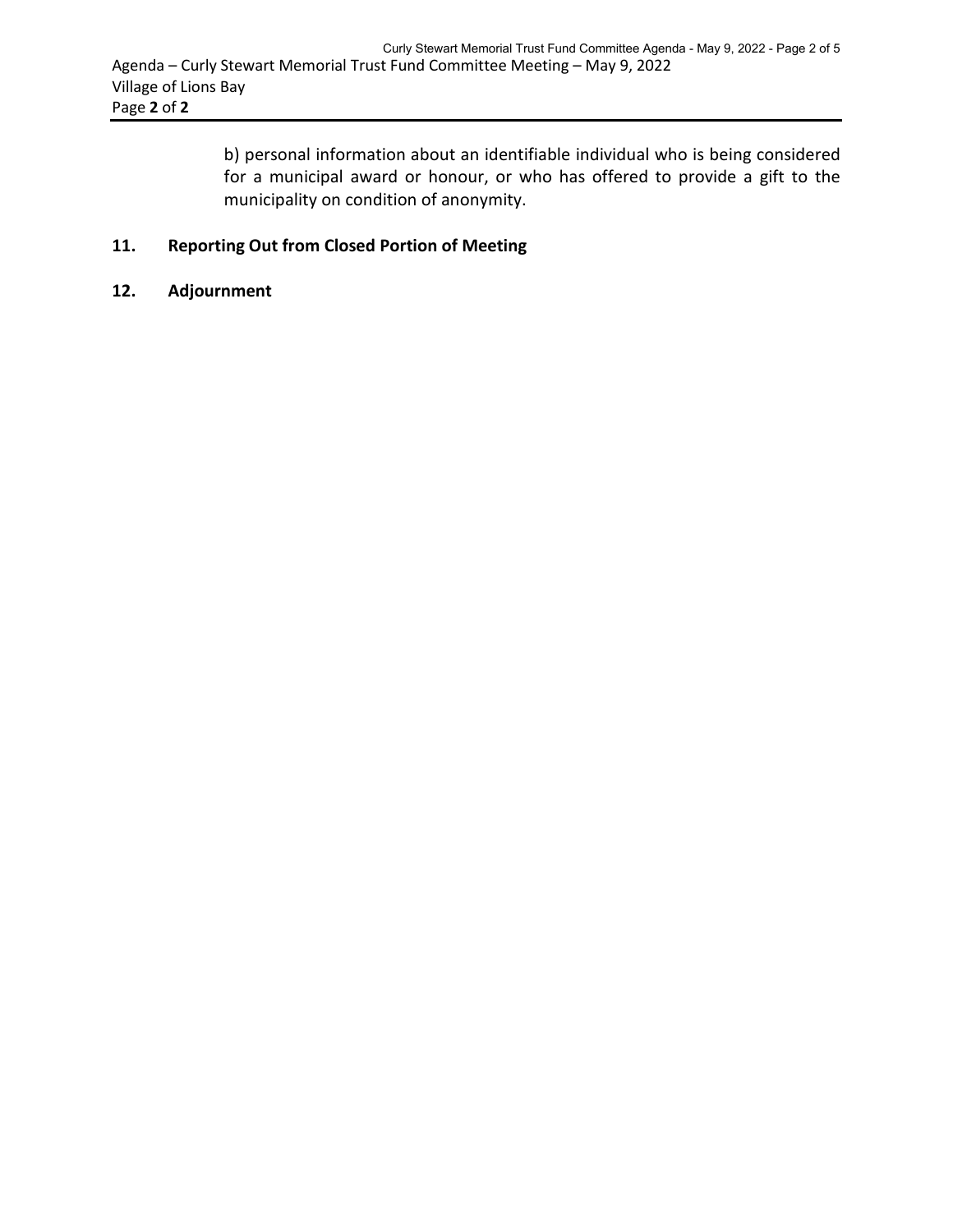b) personal information about an identifiable individual who is being considered for a municipal award or honour, or who has offered to provide a gift to the municipality on condition of anonymity.

## 11. Reporting Out from Closed Portion of Meeting

## 12. Adjournment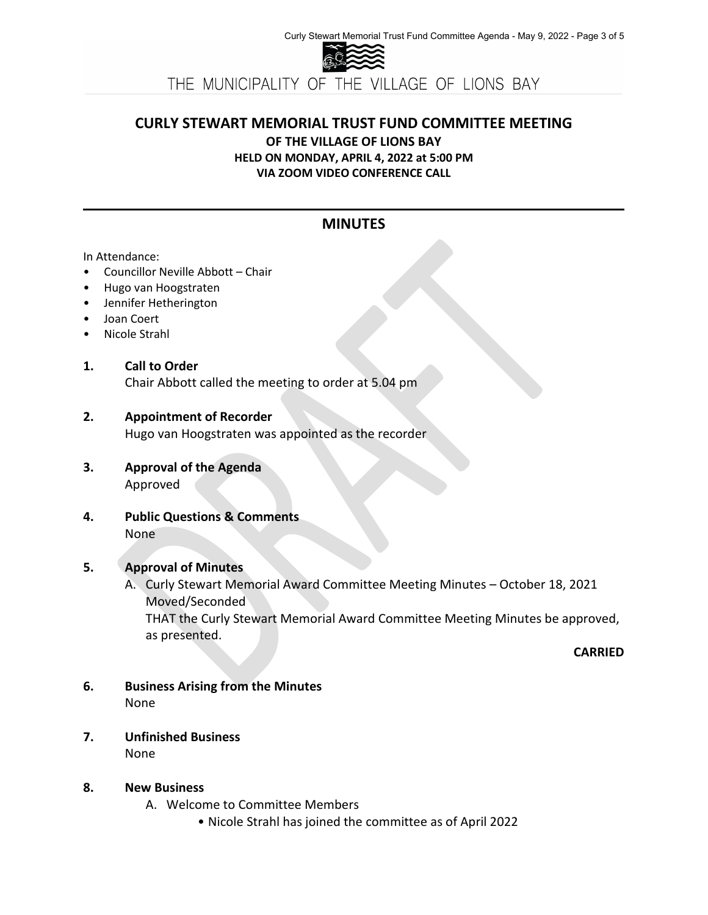THE MUNICIPALITY OF THE VILLAGE OF LIONS BAY

# CURLY STEWART MEMORIAL TRUST FUND COMMITTEE MEETING

**OF THE VILLAGE OF LIONS BAY**
**HELD ON MONDAY, APRIL 4, 2022 at 5:00 PM**
**VIA ZOOM VIDEO CONFERENCE CALL**

## MINUTES

In Attendance:

- Councillor Neville Abbott – Chair
- Hugo van Hoogstraten
- Jennifer Hetherington
- Joan Coert
- Nicole Strahl

**1. Call to Order**
Chair Abbott called the meeting to order at 5.04 pm

**2. Appointment of Recorder**
Hugo van Hoogstraten was appointed as the recorder

**3. Approval of the Agenda**
Approved

**4. Public Questions & Comments**
None

**5. Approval of Minutes**

A. Curly Stewart Memorial Award Committee Meeting Minutes – October 18, 2021
Moved/Seconded
THAT the Curly Stewart Memorial Award Committee Meeting Minutes be approved, as presented.

**CARRIED**

**6. Business Arising from the Minutes**
None

**7. Unfinished Business**
None

**8. New Business**

A. Welcome to Committee Members
- Nicole Strahl has joined the committee as of April 2022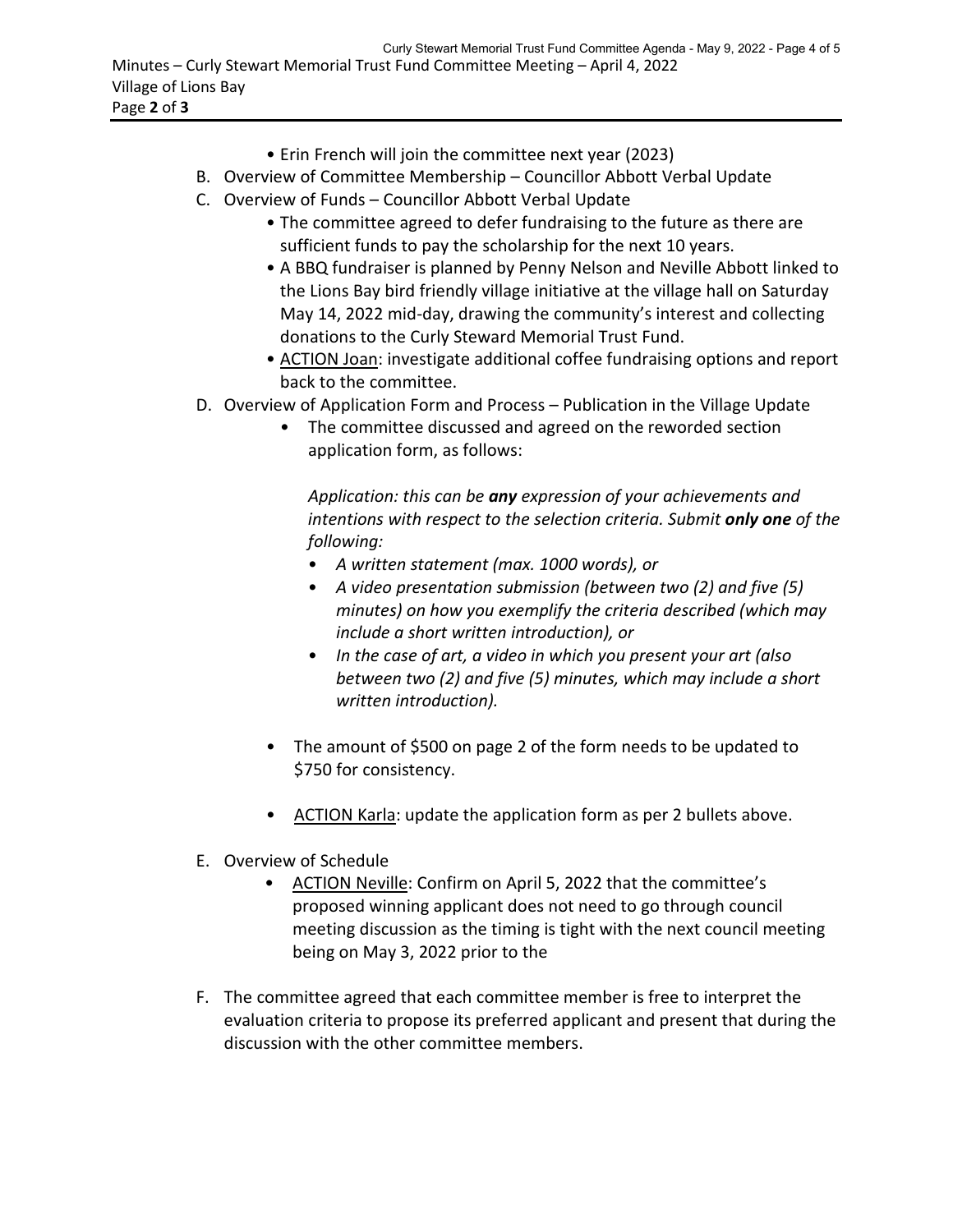Minutes – Curly Stewart Memorial Trust Fund Committee Meeting – April 4, 2022
Village of Lions Bay
Page **2** of **3**

- Erin French will join the committee next year (2023)

B. Overview of Committee Membership – Councillor Abbott Verbal Update

C. Overview of Funds – Councillor Abbott Verbal Update
   - The committee agreed to defer fundraising to the future as there are sufficient funds to pay the scholarship for the next 10 years.
   - A BBQ fundraiser is planned by Penny Nelson and Neville Abbott linked to the Lions Bay bird friendly village initiative at the village hall on Saturday May 14, 2022 mid-day, drawing the community's interest and collecting donations to the Curly Steward Memorial Trust Fund.
   - ACTION Joan: investigate additional coffee fundraising options and report back to the committee.

D. Overview of Application Form and Process – Publication in the Village Update
   - The committee discussed and agreed on the reworded section application form, as follows:

     *Application: this can be **any** expression of your achievements and intentions with respect to the selection criteria. Submit **only one** of the following:*
     - *A written statement (max. 1000 words), or*
     - *A video presentation submission (between two (2) and five (5) minutes) on how you exemplify the criteria described (which may include a short written introduction), or*
     - *In the case of art, a video in which you present your art (also between two (2) and five (5) minutes, which may include a short written introduction).*

   - The amount of $500 on page 2 of the form needs to be updated to $750 for consistency.

   - ACTION Karla: update the application form as per 2 bullets above.

E. Overview of Schedule
   - ACTION Neville: Confirm on April 5, 2022 that the committee's proposed winning applicant does not need to go through council meeting discussion as the timing is tight with the next council meeting being on May 3, 2022 prior to the

F. The committee agreed that each committee member is free to interpret the evaluation criteria to propose its preferred applicant and present that during the discussion with the other committee members.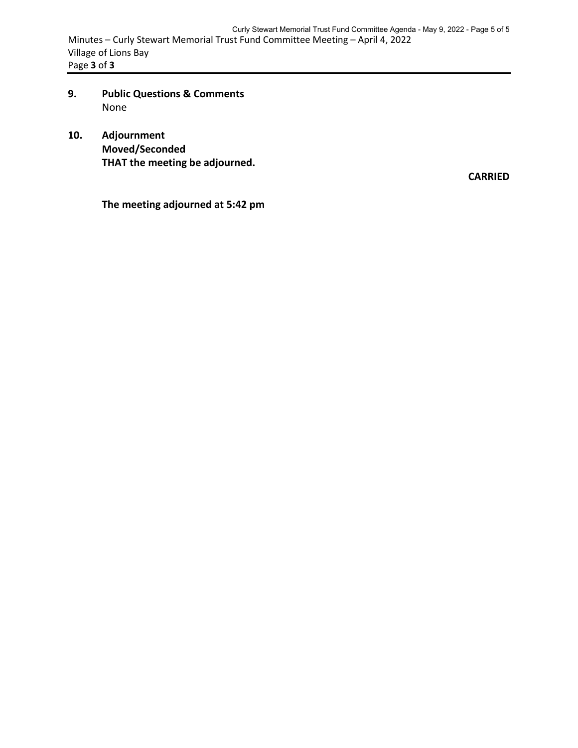**9. Public Questions & Comments**

None

**10. Adjournment**

**Moved/Seconded**

**THAT the meeting be adjourned.**

**CARRIED**

**The meeting adjourned at 5:42 pm**